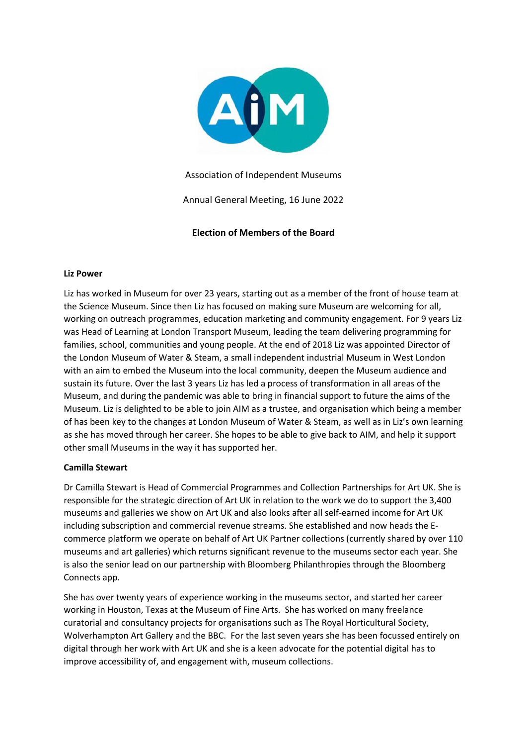Association of Independent Museums

Annual General Meeting, 16 June 2022

**Election of Members of the Board**

**Liz Power**

Liz has worked in Museum for over 23 years, starting out as a member of the front of house team at the Science Museum. Since then Liz has focused on making sure Museum are welcoming for all, working on outreach programmes, education marketing and community engagement. For 9 years Liz was Head of Learning at London Transport Museum, leading the team delivering programming for families, school, communities and young people. At the end of 2018 Liz was appointed Director of the London Museum of Water & Steam, a small independent industrial Museum in West London with an aim to embed the Museum into the local community, deepen the Museum audience and sustain its future. Over the last 3 years Liz has led a process of transformation in all areas of the Museum, and during the pandemic was able to bring in financial support to future the aims of the Museum. Liz is delighted to be able to join AIM as a trustee, and organisation which being a member of has been key to the changes at London Museum of Water & Steam, as well as in Liz's own learning as she has moved through her career. She hopes to be able to give back to AIM, and help it support other small Museums in the way it has supported her.

**Camilla Stewart**

Dr Camilla Stewart is Head of Commercial Programmes and Collection Partnerships for Art UK. She is responsible for the strategic direction of Art UK in relation to the work we do to support the 3,400 museums and galleries we show on Art UK and also looks after all self-earned income for Art UK including subscription and commercial revenue streams. She established and now heads the E-commerce platform we operate on behalf of Art UK Partner collections (currently shared by over 110 museums and art galleries) which returns significant revenue to the museums sector each year. She is also the senior lead on our partnership with Bloomberg Philanthropies through the Bloomberg Connects app.

She has over twenty years of experience working in the museums sector, and started her career working in Houston, Texas at the Museum of Fine Arts. She has worked on many freelance curatorial and consultancy projects for organisations such as The Royal Horticultural Society, Wolverhampton Art Gallery and the BBC. For the last seven years she has been focussed entirely on digital through her work with Art UK and she is a keen advocate for the potential digital has to improve accessibility of, and engagement with, museum collections.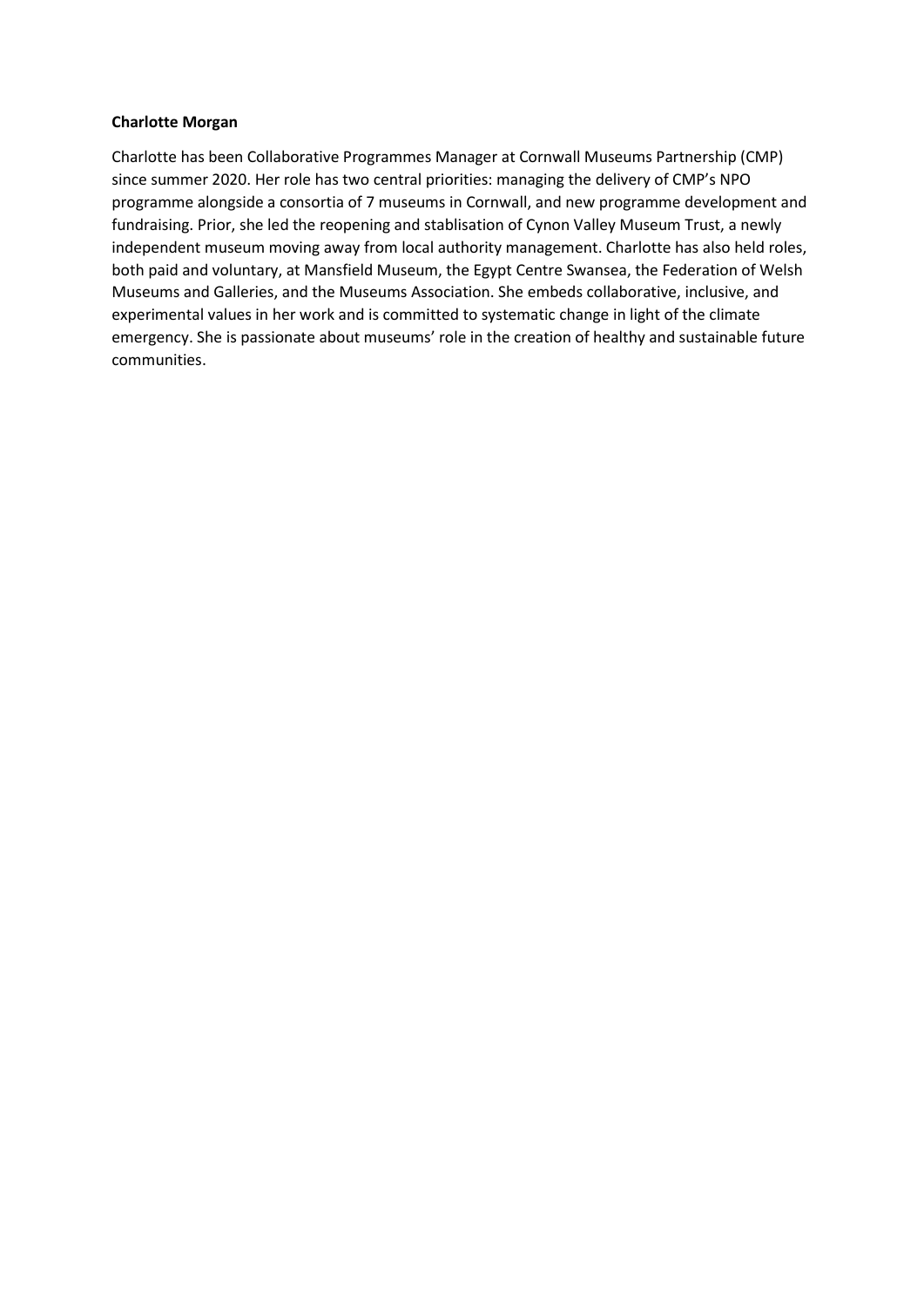**Charlotte Morgan**

Charlotte has been Collaborative Programmes Manager at Cornwall Museums Partnership (CMP) since summer 2020. Her role has two central priorities: managing the delivery of CMP's NPO programme alongside a consortia of 7 museums in Cornwall, and new programme development and fundraising. Prior, she led the reopening and stablisation of Cynon Valley Museum Trust, a newly independent museum moving away from local authority management. Charlotte has also held roles, both paid and voluntary, at Mansfield Museum, the Egypt Centre Swansea, the Federation of Welsh Museums and Galleries, and the Museums Association. She embeds collaborative, inclusive, and experimental values in her work and is committed to systematic change in light of the climate emergency. She is passionate about museums' role in the creation of healthy and sustainable future communities.